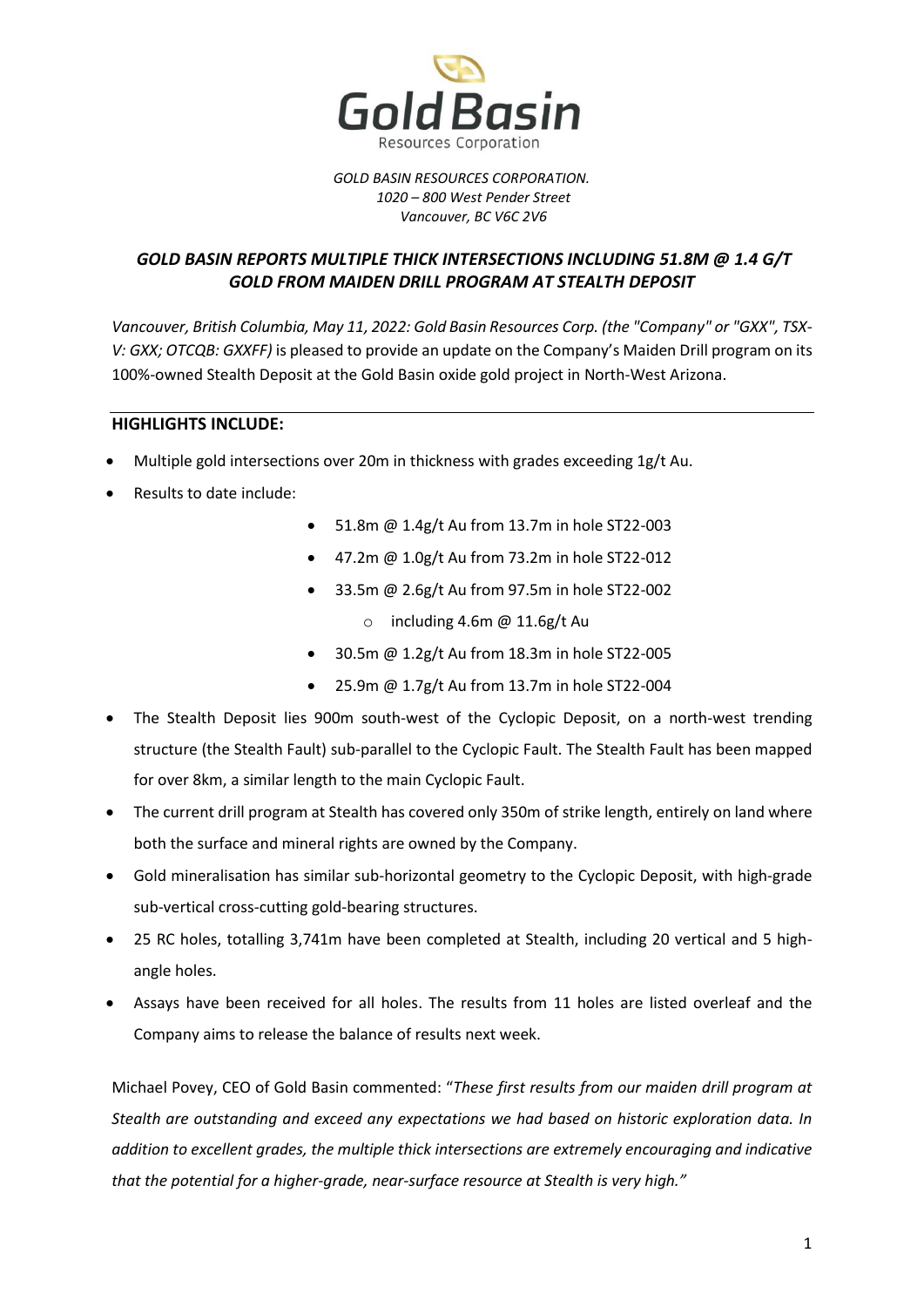Gold Basin
Resources Corporation

*GOLD BASIN RESOURCES CORPORATION.*
*1020 – 800 West Pender Street*
*Vancouver, BC V6C 2V6*

## *GOLD BASIN REPORTS MULTIPLE THICK INTERSECTIONS INCLUDING 51.8M @ 1.4 G/T GOLD FROM MAIDEN DRILL PROGRAM AT STEALTH DEPOSIT*

*Vancouver, British Columbia, May 11, 2022: Gold Basin Resources Corp. (the "Company" or "GXX", TSX-V: GXX; OTCQB: GXXFF)* is pleased to provide an update on the Company's Maiden Drill program on its 100%-owned Stealth Deposit at the Gold Basin oxide gold project in North-West Arizona.

---

**HIGHLIGHTS INCLUDE:**

- Multiple gold intersections over 20m in thickness with grades exceeding 1g/t Au.
- Results to date include:
  - 51.8m @ 1.4g/t Au from 13.7m in hole ST22-003
  - 47.2m @ 1.0g/t Au from 73.2m in hole ST22-012
  - 33.5m @ 2.6g/t Au from 97.5m in hole ST22-002
    - including 4.6m @ 11.6g/t Au
  - 30.5m @ 1.2g/t Au from 18.3m in hole ST22-005
  - 25.9m @ 1.7g/t Au from 13.7m in hole ST22-004
- The Stealth Deposit lies 900m south-west of the Cyclopic Deposit, on a north-west trending structure (the Stealth Fault) sub-parallel to the Cyclopic Fault. The Stealth Fault has been mapped for over 8km, a similar length to the main Cyclopic Fault.
- The current drill program at Stealth has covered only 350m of strike length, entirely on land where both the surface and mineral rights are owned by the Company.
- Gold mineralisation has similar sub-horizontal geometry to the Cyclopic Deposit, with high-grade sub-vertical cross-cutting gold-bearing structures.
- 25 RC holes, totalling 3,741m have been completed at Stealth, including 20 vertical and 5 high-angle holes.
- Assays have been received for all holes. The results from 11 holes are listed overleaf and the Company aims to release the balance of results next week.

Michael Povey, CEO of Gold Basin commented: "*These first results from our maiden drill program at Stealth are outstanding and exceed any expectations we had based on historic exploration data. In addition to excellent grades, the multiple thick intersections are extremely encouraging and indicative that the potential for a higher-grade, near-surface resource at Stealth is very high.*"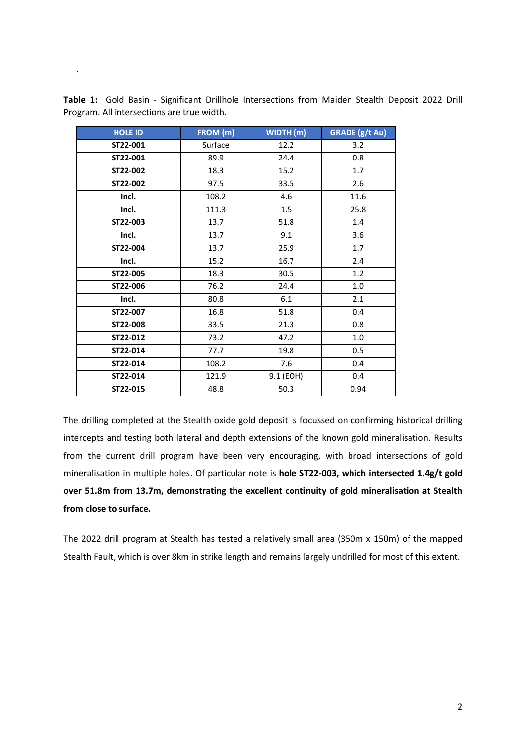**Table 1:** Gold Basin - Significant Drillhole Intersections from Maiden Stealth Deposit 2022 Drill Program. All intersections are true width.

| HOLE ID | FROM (m) | WIDTH (m) | GRADE (g/t Au) |
|---|---|---|---|
| **ST22-001** | Surface | 12.2 | 3.2 |
| **ST22-001** | 89.9 | 24.4 | 0.8 |
| **ST22-002** | 18.3 | 15.2 | 1.7 |
| **ST22-002** | 97.5 | 33.5 | 2.6 |
| **Incl.** | 108.2 | 4.6 | 11.6 |
| **Incl.** | 111.3 | 1.5 | 25.8 |
| **ST22-003** | 13.7 | 51.8 | 1.4 |
| **Incl.** | 13.7 | 9.1 | 3.6 |
| **ST22-004** | 13.7 | 25.9 | 1.7 |
| **Incl.** | 15.2 | 16.7 | 2.4 |
| **ST22-005** | 18.3 | 30.5 | 1.2 |
| **ST22-006** | 76.2 | 24.4 | 1.0 |
| **Incl.** | 80.8 | 6.1 | 2.1 |
| **ST22-007** | 16.8 | 51.8 | 0.4 |
| **ST22-008** | 33.5 | 21.3 | 0.8 |
| **ST22-012** | 73.2 | 47.2 | 1.0 |
| **ST22-014** | 77.7 | 19.8 | 0.5 |
| **ST22-014** | 108.2 | 7.6 | 0.4 |
| **ST22-014** | 121.9 | 9.1 (EOH) | 0.4 |
| **ST22-015** | 48.8 | 50.3 | 0.94 |

The drilling completed at the Stealth oxide gold deposit is focussed on confirming historical drilling intercepts and testing both lateral and depth extensions of the known gold mineralisation. Results from the current drill program have been very encouraging, with broad intersections of gold mineralisation in multiple holes. Of particular note is **hole ST22-003, which intersected 1.4g/t gold over 51.8m from 13.7m, demonstrating the excellent continuity of gold mineralisation at Stealth from close to surface.**

The 2022 drill program at Stealth has tested a relatively small area (350m x 150m) of the mapped Stealth Fault, which is over 8km in strike length and remains largely undrilled for most of this extent.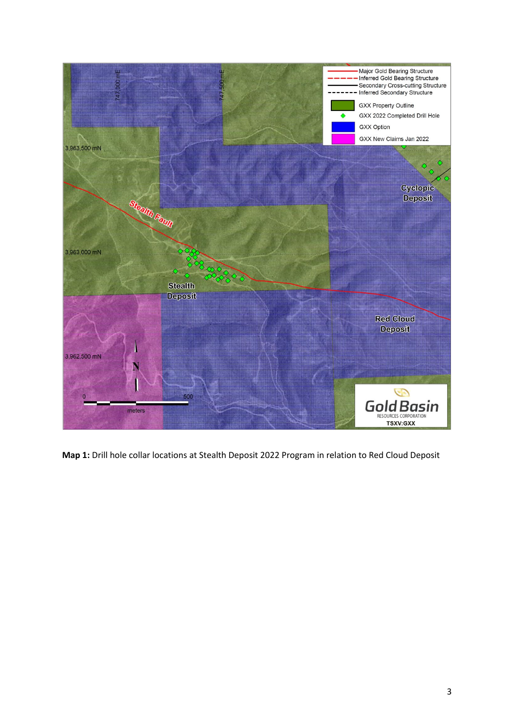**Map 1:** Drill hole collar locations at Stealth Deposit 2022 Program in relation to Red Cloud Deposit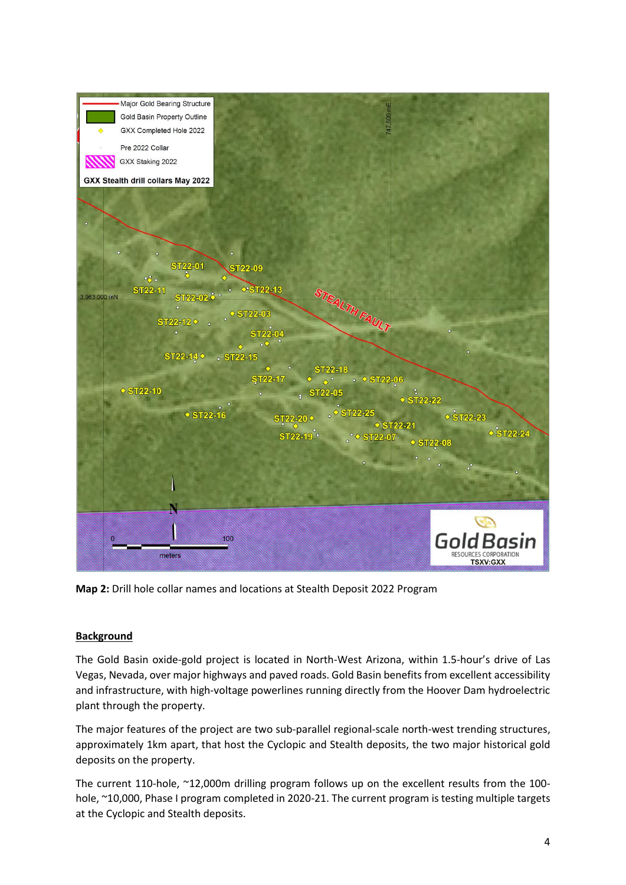**Map 2:** Drill hole collar names and locations at Stealth Deposit 2022 Program

## Background

The Gold Basin oxide-gold project is located in North-West Arizona, within 1.5-hour's drive of Las Vegas, Nevada, over major highways and paved roads. Gold Basin benefits from excellent accessibility and infrastructure, with high-voltage powerlines running directly from the Hoover Dam hydroelectric plant through the property.

The major features of the project are two sub-parallel regional-scale north-west trending structures, approximately 1km apart, that host the Cyclopic and Stealth deposits, the two major historical gold deposits on the property.

The current 110-hole, ~12,000m drilling program follows up on the excellent results from the 100-hole, ~10,000, Phase I program completed in 2020-21. The current program is testing multiple targets at the Cyclopic and Stealth deposits.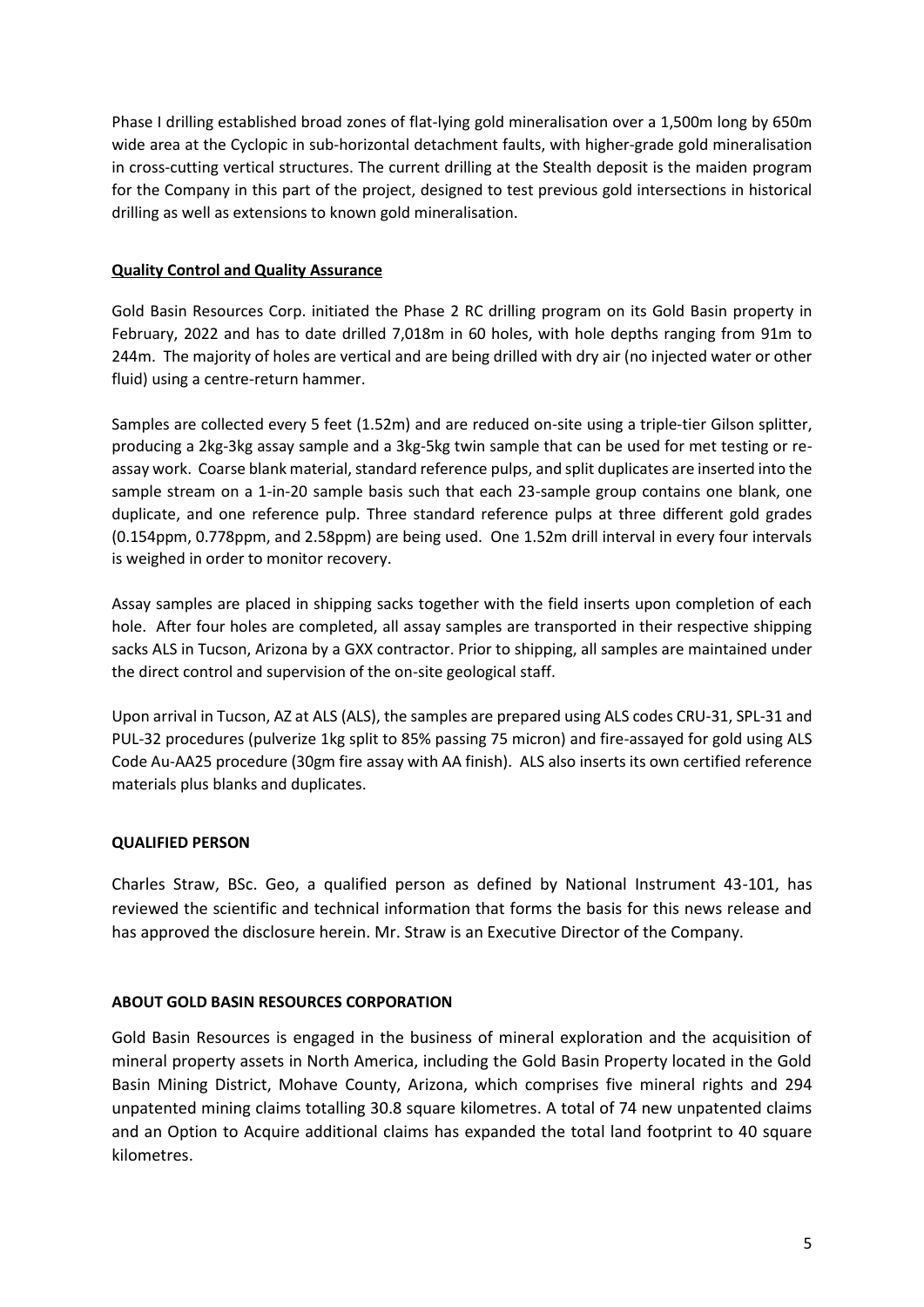Phase I drilling established broad zones of flat-lying gold mineralisation over a 1,500m long by 650m wide area at the Cyclopic in sub-horizontal detachment faults, with higher-grade gold mineralisation in cross-cutting vertical structures. The current drilling at the Stealth deposit is the maiden program for the Company in this part of the project, designed to test previous gold intersections in historical drilling as well as extensions to known gold mineralisation.

**Quality Control and Quality Assurance**

Gold Basin Resources Corp. initiated the Phase 2 RC drilling program on its Gold Basin property in February, 2022 and has to date drilled 7,018m in 60 holes, with hole depths ranging from 91m to 244m. The majority of holes are vertical and are being drilled with dry air (no injected water or other fluid) using a centre-return hammer.

Samples are collected every 5 feet (1.52m) and are reduced on-site using a triple-tier Gilson splitter, producing a 2kg-3kg assay sample and a 3kg-5kg twin sample that can be used for met testing or re-assay work. Coarse blank material, standard reference pulps, and split duplicates are inserted into the sample stream on a 1-in-20 sample basis such that each 23-sample group contains one blank, one duplicate, and one reference pulp. Three standard reference pulps at three different gold grades (0.154ppm, 0.778ppm, and 2.58ppm) are being used. One 1.52m drill interval in every four intervals is weighed in order to monitor recovery.

Assay samples are placed in shipping sacks together with the field inserts upon completion of each hole. After four holes are completed, all assay samples are transported in their respective shipping sacks ALS in Tucson, Arizona by a GXX contractor. Prior to shipping, all samples are maintained under the direct control and supervision of the on-site geological staff.

Upon arrival in Tucson, AZ at ALS (ALS), the samples are prepared using ALS codes CRU-31, SPL-31 and PUL-32 procedures (pulverize 1kg split to 85% passing 75 micron) and fire-assayed for gold using ALS Code Au-AA25 procedure (30gm fire assay with AA finish). ALS also inserts its own certified reference materials plus blanks and duplicates.

**QUALIFIED PERSON**

Charles Straw, BSc. Geo, a qualified person as defined by National Instrument 43-101, has reviewed the scientific and technical information that forms the basis for this news release and has approved the disclosure herein. Mr. Straw is an Executive Director of the Company.

**ABOUT GOLD BASIN RESOURCES CORPORATION**

Gold Basin Resources is engaged in the business of mineral exploration and the acquisition of mineral property assets in North America, including the Gold Basin Property located in the Gold Basin Mining District, Mohave County, Arizona, which comprises five mineral rights and 294 unpatented mining claims totalling 30.8 square kilometres. A total of 74 new unpatented claims and an Option to Acquire additional claims has expanded the total land footprint to 40 square kilometres.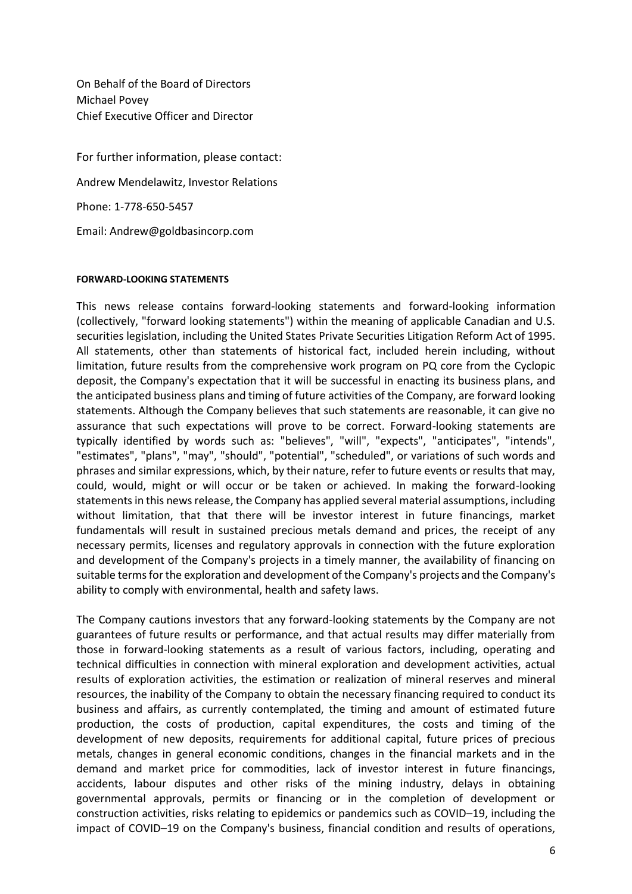On Behalf of the Board of Directors
Michael Povey
Chief Executive Officer and Director

For further information, please contact:

Andrew Mendelawitz, Investor Relations

Phone: 1-778-650-5457

Email: Andrew@goldbasincorp.com

#### FORWARD-LOOKING STATEMENTS

This news release contains forward-looking statements and forward-looking information (collectively, "forward looking statements") within the meaning of applicable Canadian and U.S. securities legislation, including the United States Private Securities Litigation Reform Act of 1995. All statements, other than statements of historical fact, included herein including, without limitation, future results from the comprehensive work program on PQ core from the Cyclopic deposit, the Company's expectation that it will be successful in enacting its business plans, and the anticipated business plans and timing of future activities of the Company, are forward looking statements. Although the Company believes that such statements are reasonable, it can give no assurance that such expectations will prove to be correct. Forward-looking statements are typically identified by words such as: "believes", "will", "expects", "anticipates", "intends", "estimates", "plans", "may", "should", "potential", "scheduled", or variations of such words and phrases and similar expressions, which, by their nature, refer to future events or results that may, could, would, might or will occur or be taken or achieved. In making the forward-looking statements in this news release, the Company has applied several material assumptions, including without limitation, that that there will be investor interest in future financings, market fundamentals will result in sustained precious metals demand and prices, the receipt of any necessary permits, licenses and regulatory approvals in connection with the future exploration and development of the Company's projects in a timely manner, the availability of financing on suitable terms for the exploration and development of the Company's projects and the Company's ability to comply with environmental, health and safety laws.

The Company cautions investors that any forward-looking statements by the Company are not guarantees of future results or performance, and that actual results may differ materially from those in forward-looking statements as a result of various factors, including, operating and technical difficulties in connection with mineral exploration and development activities, actual results of exploration activities, the estimation or realization of mineral reserves and mineral resources, the inability of the Company to obtain the necessary financing required to conduct its business and affairs, as currently contemplated, the timing and amount of estimated future production, the costs of production, capital expenditures, the costs and timing of the development of new deposits, requirements for additional capital, future prices of precious metals, changes in general economic conditions, changes in the financial markets and in the demand and market price for commodities, lack of investor interest in future financings, accidents, labour disputes and other risks of the mining industry, delays in obtaining governmental approvals, permits or financing or in the completion of development or construction activities, risks relating to epidemics or pandemics such as COVID–19, including the impact of COVID–19 on the Company's business, financial condition and results of operations,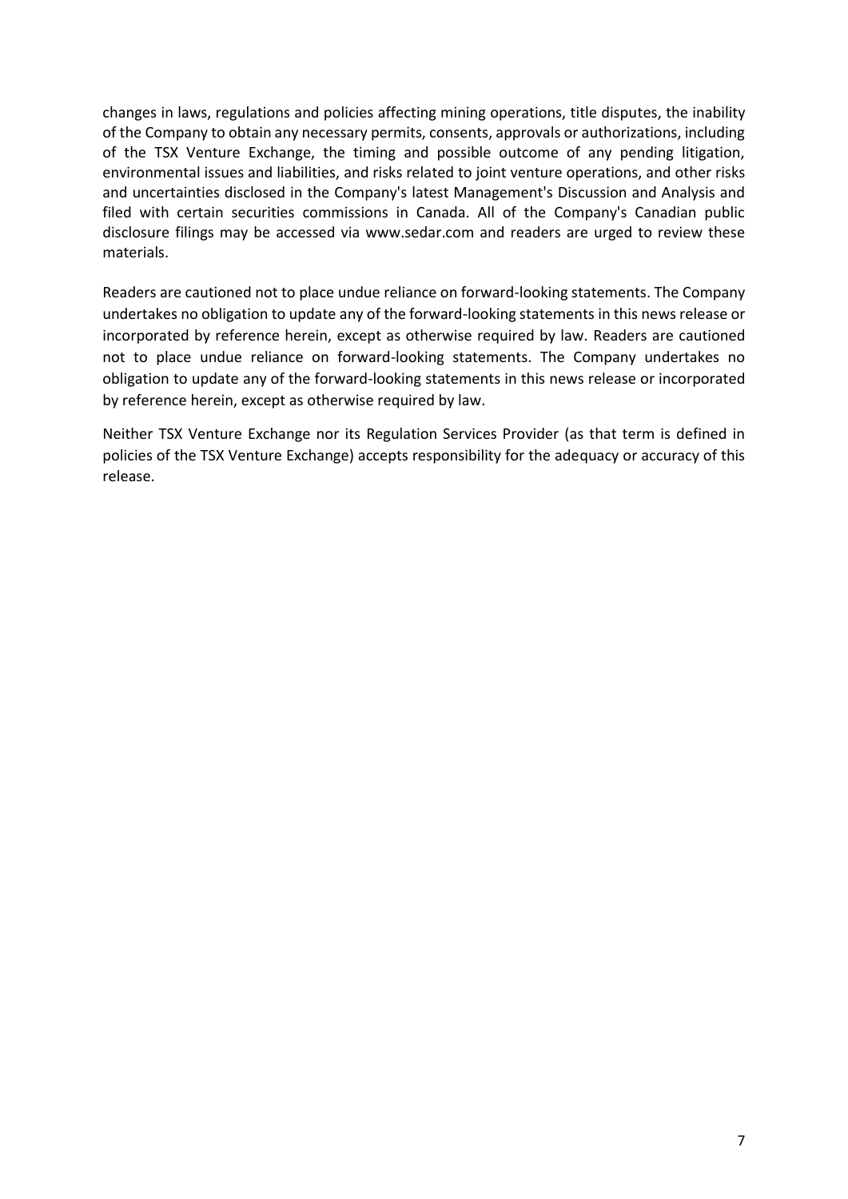changes in laws, regulations and policies affecting mining operations, title disputes, the inability of the Company to obtain any necessary permits, consents, approvals or authorizations, including of the TSX Venture Exchange, the timing and possible outcome of any pending litigation, environmental issues and liabilities, and risks related to joint venture operations, and other risks and uncertainties disclosed in the Company's latest Management's Discussion and Analysis and filed with certain securities commissions in Canada. All of the Company's Canadian public disclosure filings may be accessed via www.sedar.com and readers are urged to review these materials.

Readers are cautioned not to place undue reliance on forward-looking statements. The Company undertakes no obligation to update any of the forward-looking statements in this news release or incorporated by reference herein, except as otherwise required by law. Readers are cautioned not to place undue reliance on forward-looking statements. The Company undertakes no obligation to update any of the forward-looking statements in this news release or incorporated by reference herein, except as otherwise required by law.

Neither TSX Venture Exchange nor its Regulation Services Provider (as that term is defined in policies of the TSX Venture Exchange) accepts responsibility for the adequacy or accuracy of this release.